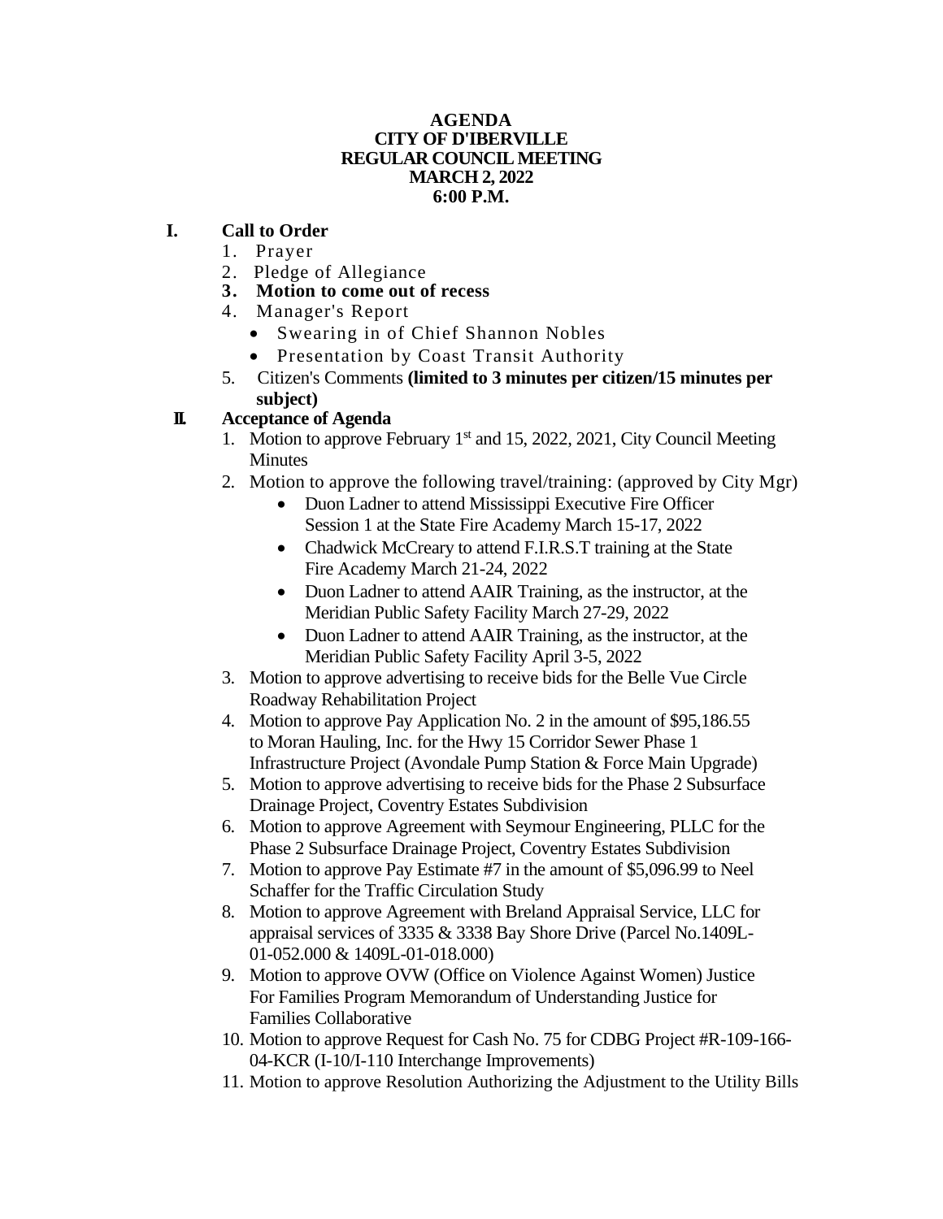**AGENDA**
**CITY OF D'IBERVILLE**
**REGULAR COUNCIL MEETING**
**MARCH 2, 2022**
**6:00 P.M.**

## I. Call to Order

1. Prayer
2. Pledge of Allegiance
3. **Motion to come out of recess**
4. Manager's Report
   - Swearing in of Chief Shannon Nobles
   - Presentation by Coast Transit Authority
5. Citizen's Comments **(limited to 3 minutes per citizen/15 minutes per subject)**

## II. Acceptance of Agenda

1. Motion to approve February 1st and 15, 2022, 2021, City Council Meeting Minutes
2. Motion to approve the following travel/training: (approved by City Mgr)
   - Duon Ladner to attend Mississippi Executive Fire Officer Session 1 at the State Fire Academy March 15-17, 2022
   - Chadwick McCreary to attend F.I.R.S.T training at the State Fire Academy March 21-24, 2022
   - Duon Ladner to attend AAIR Training, as the instructor, at the Meridian Public Safety Facility March 27-29, 2022
   - Duon Ladner to attend AAIR Training, as the instructor, at the Meridian Public Safety Facility April 3-5, 2022
3. Motion to approve advertising to receive bids for the Belle Vue Circle Roadway Rehabilitation Project
4. Motion to approve Pay Application No. 2 in the amount of $95,186.55 to Moran Hauling, Inc. for the Hwy 15 Corridor Sewer Phase 1 Infrastructure Project (Avondale Pump Station & Force Main Upgrade)
5. Motion to approve advertising to receive bids for the Phase 2 Subsurface Drainage Project, Coventry Estates Subdivision
6. Motion to approve Agreement with Seymour Engineering, PLLC for the Phase 2 Subsurface Drainage Project, Coventry Estates Subdivision
7. Motion to approve Pay Estimate #7 in the amount of $5,096.99 to Neel Schaffer for the Traffic Circulation Study
8. Motion to approve Agreement with Breland Appraisal Service, LLC for appraisal services of 3335 & 3338 Bay Shore Drive (Parcel No.1409L-01-052.000 & 1409L-01-018.000)
9. Motion to approve OVW (Office on Violence Against Women) Justice For Families Program Memorandum of Understanding Justice for Families Collaborative
10. Motion to approve Request for Cash No. 75 for CDBG Project #R-109-166-04-KCR (I-10/I-110 Interchange Improvements)
11. Motion to approve Resolution Authorizing the Adjustment to the Utility Bills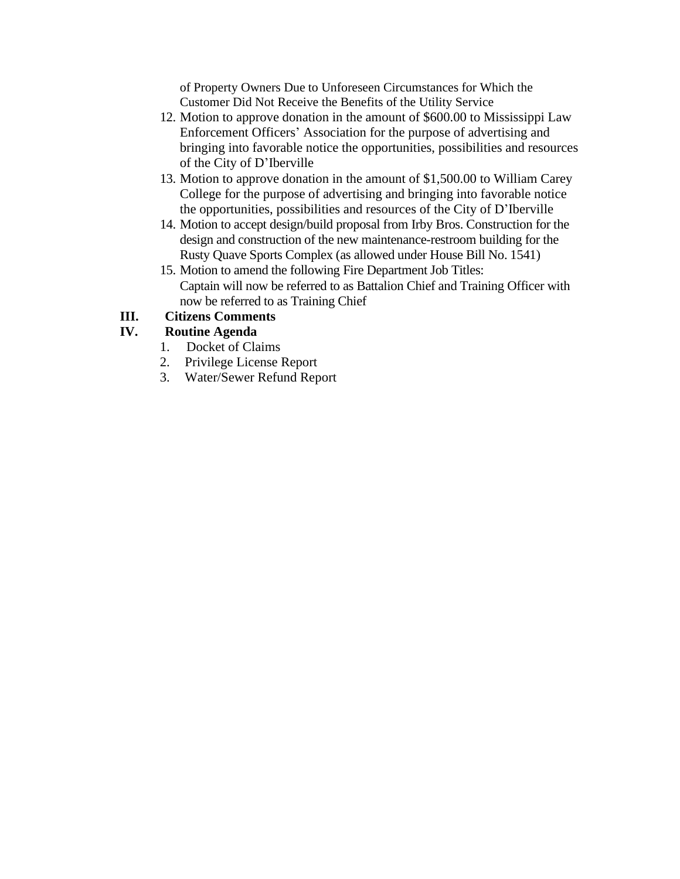of Property Owners Due to Unforeseen Circumstances for Which the Customer Did Not Receive the Benefits of the Utility Service

12. Motion to approve donation in the amount of $600.00 to Mississippi Law Enforcement Officers' Association for the purpose of advertising and bringing into favorable notice the opportunities, possibilities and resources of the City of D'Iberville
13. Motion to approve donation in the amount of $1,500.00 to William Carey College for the purpose of advertising and bringing into favorable notice the opportunities, possibilities and resources of the City of D'Iberville
14. Motion to accept design/build proposal from Irby Bros. Construction for the design and construction of the new maintenance-restroom building for the Rusty Quave Sports Complex (as allowed under House Bill No. 1541)
15. Motion to amend the following Fire Department Job Titles:
    Captain will now be referred to as Battalion Chief and Training Officer with now be referred to as Training Chief

**III. Citizens Comments**

**IV. Routine Agenda**

1. Docket of Claims
2. Privilege License Report
3. Water/Sewer Refund Report